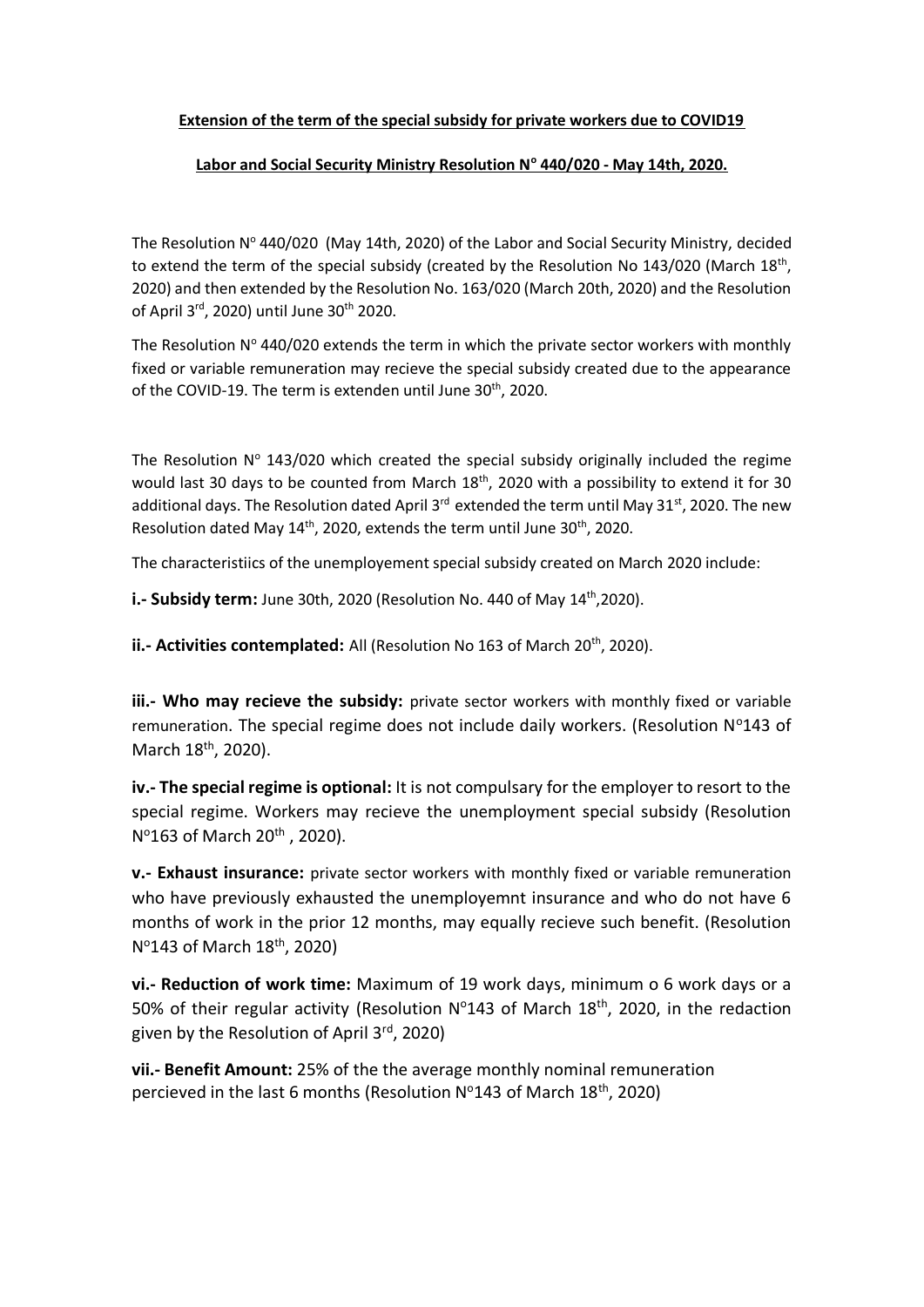**Extension of the term of the special subsidy for private workers due to COVID19**

**Labor and Social Security Ministry Resolution Nº 440/020 - May 14th, 2020.**

The Resolution Nº 440/020 (May 14th, 2020) of the Labor and Social Security Ministry, decided to extend the term of the special subsidy (created by the Resolution No 143/020 (March 18th, 2020) and then extended by the Resolution No. 163/020 (March 20th, 2020) and the Resolution of April 3rd, 2020) until June 30th 2020.

The Resolution Nº 440/020 extends the term in which the private sector workers with monthly fixed or variable remuneration may recieve the special subsidy created due to the appearance of the COVID-19. The term is extenden until June 30th, 2020.

The Resolution Nº 143/020 which created the special subsidy originally included the regime would last 30 days to be counted from March 18th, 2020 with a possibility to extend it for 30 additional days. The Resolution dated April 3rd extended the term until May 31st, 2020. The new Resolution dated May 14th, 2020, extends the term until June 30th, 2020.

The characteristiics of the unemployement special subsidy created on March 2020 include:

**i.- Subsidy term:** June 30th, 2020 (Resolution No. 440 of May 14th,2020).

**ii.- Activities contemplated:** All (Resolution No 163 of March 20th, 2020).

**iii.- Who may recieve the subsidy:** private sector workers with monthly fixed or variable remuneration. The special regime does not include daily workers. (Resolution Nº143 of March 18th, 2020).

**iv.- The special regime is optional:** It is not compulsary for the employer to resort to the special regime. Workers may recieve the unemployment special subsidy (Resolution Nº163 of March 20th , 2020).

**v.- Exhaust insurance:** private sector workers with monthly fixed or variable remuneration who have previously exhausted the unemployemnt insurance and who do not have 6 months of work in the prior 12 months, may equally recieve such benefit. (Resolution Nº143 of March 18th, 2020)

**vi.- Reduction of work time:** Maximum of 19 work days, minimum o 6 work days or a 50% of their regular activity (Resolution Nº143 of March 18th, 2020, in the redaction given by the Resolution of April 3rd, 2020)

**vii.- Benefit Amount:** 25% of the the average monthly nominal remuneration percieved in the last 6 months (Resolution Nº143 of March 18th, 2020)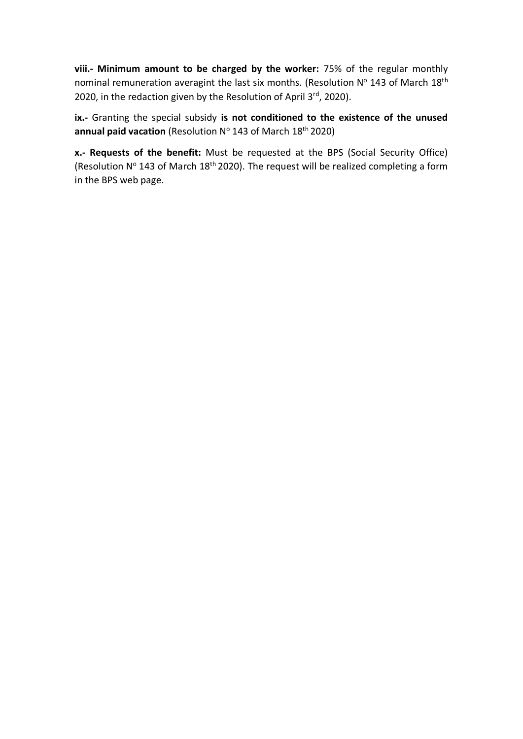**viii.- Minimum amount to be charged by the worker:** 75% of the regular monthly nominal remuneration averagint the last six months. (Resolution Nº 143 of March 18th 2020, in the redaction given by the Resolution of April 3rd, 2020).

**ix.-** Granting the special subsidy **is not conditioned to the existence of the unused annual paid vacation** (Resolution Nº 143 of March 18th 2020)

**x.- Requests of the benefit:** Must be requested at the BPS (Social Security Office) (Resolution Nº 143 of March 18th 2020). The request will be realized completing a form in the BPS web page.